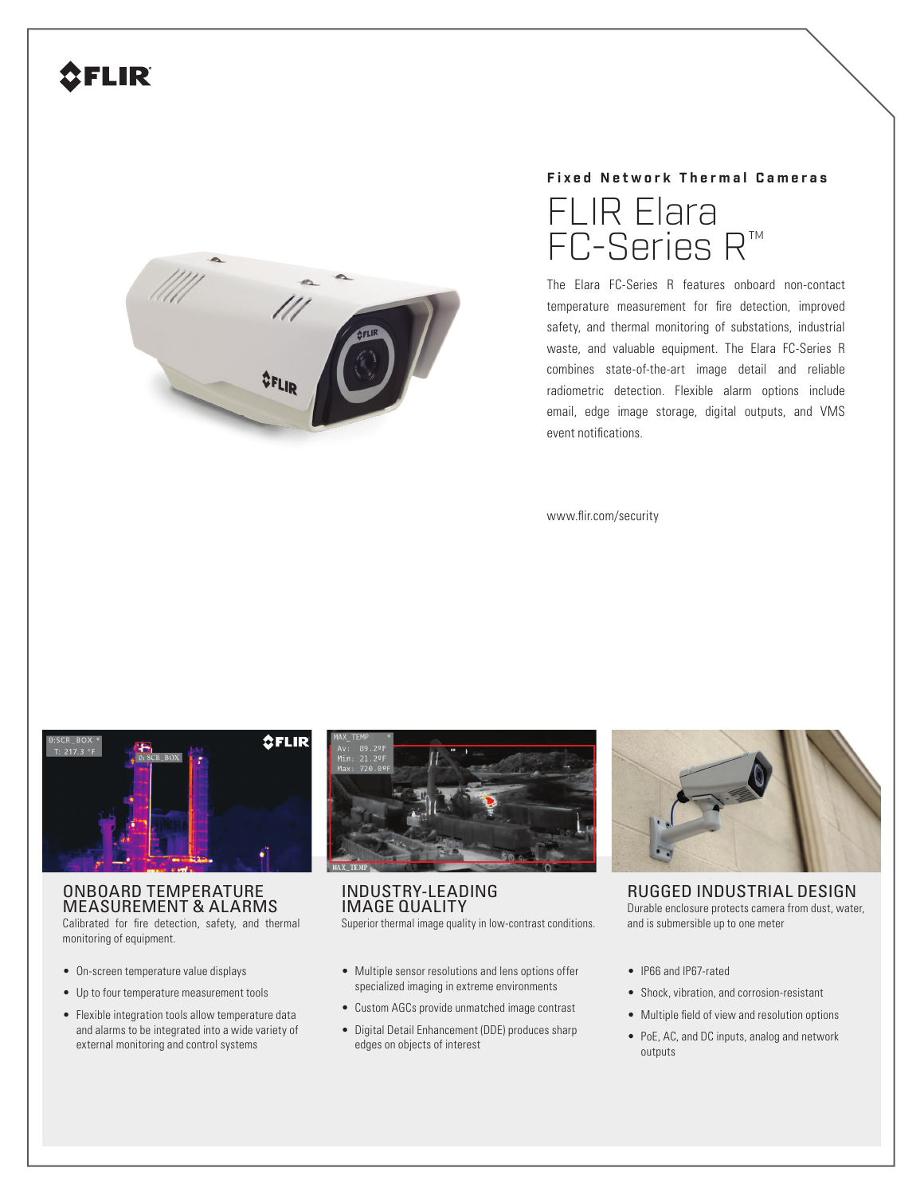FLIR

**Fixed Network Thermal Cameras**

# FLIR Elara FC-Series R™

The Elara FC-Series R features onboard non-contact temperature measurement for fire detection, improved safety, and thermal monitoring of substations, industrial waste, and valuable equipment. The Elara FC-Series R combines state-of-the-art image detail and reliable radiometric detection. Flexible alarm options include email, edge image storage, digital outputs, and VMS event notifications.

www.flir.com/security

## ONBOARD TEMPERATURE MEASUREMENT & ALARMS

Calibrated for fire detection, safety, and thermal monitoring of equipment.

- On-screen temperature value displays
- Up to four temperature measurement tools
- Flexible integration tools allow temperature data and alarms to be integrated into a wide variety of external monitoring and control systems

## INDUSTRY-LEADING IMAGE QUALITY

Superior thermal image quality in low-contrast conditions.

- Multiple sensor resolutions and lens options offer specialized imaging in extreme environments
- Custom AGCs provide unmatched image contrast
- Digital Detail Enhancement (DDE) produces sharp edges on objects of interest

## RUGGED INDUSTRIAL DESIGN

Durable enclosure protects camera from dust, water, and is submersible up to one meter

- IP66 and IP67-rated
- Shock, vibration, and corrosion-resistant
- Multiple field of view and resolution options
- PoE, AC, and DC inputs, analog and network outputs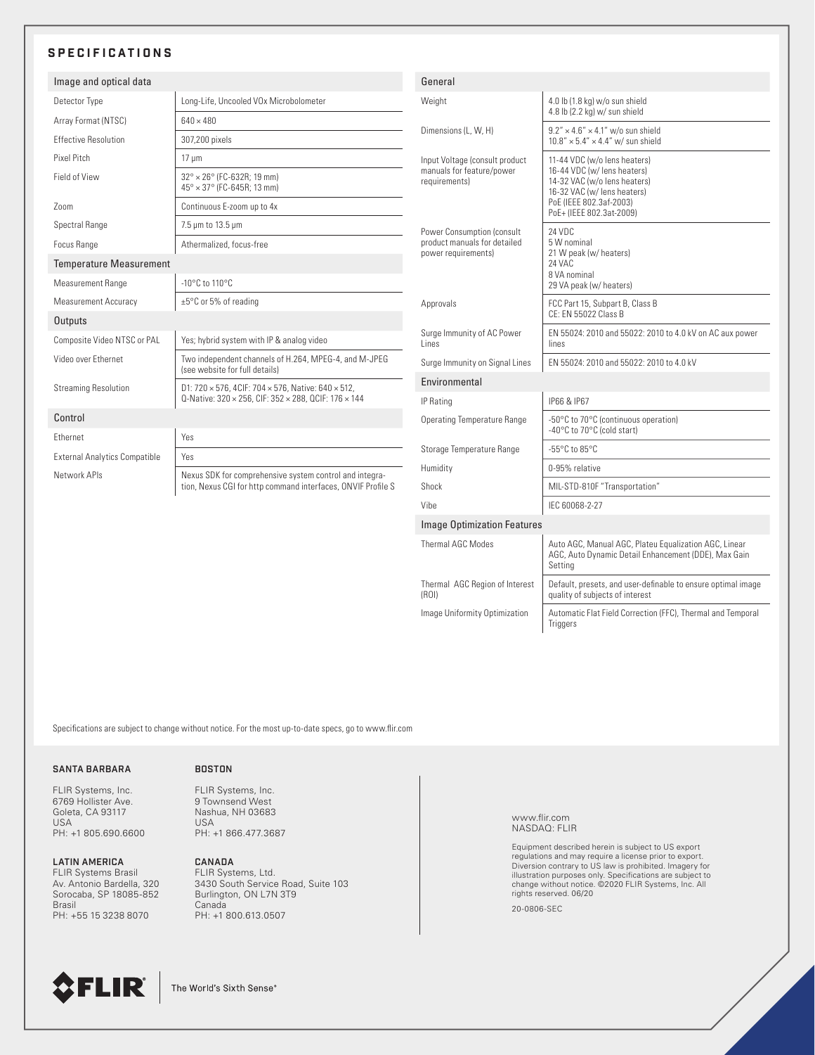## SPECIFICATIONS

| | |
|---|---|
| **Image and optical data** | |
| Detector Type | Long-Life, Uncooled VOx Microbolometer |
| Array Format (NTSC) | 640 × 480 |
| Effective Resolution | 307,200 pixels |
| Pixel Pitch | 17 µm |
| Field of View | 32° × 26° (FC-632R; 19 mm)<br>45° × 37° (FC-645R; 13 mm) |
| Zoom | Continuous E-zoom up to 4x |
| Spectral Range | 7.5 µm to 13.5 µm |
| Focus Range | Athermalized, focus-free |
| **Temperature Measurement** | |
| Measurement Range | -10°C to 110°C |
| Measurement Accuracy | ±5°C or 5% of reading |
| **Outputs** | |
| Composite Video NTSC or PAL | Yes; hybrid system with IP & analog video |
| Video over Ethernet | Two independent channels of H.264, MPEG-4, and M-JPEG (see website for full details) |
| Streaming Resolution | D1: 720 × 576, 4CIF: 704 × 576, Native: 640 × 512, Q-Native: 320 × 256, CIF: 352 × 288, QCIF: 176 × 144 |
| **Control** | |
| Ethernet | Yes |
| External Analytics Compatible | Yes |
| Network APIs | Nexus SDK for comprehensive system control and integration, Nexus CGI for http command interfaces, ONVIF Profile S |

| | |
|---|---|
| **General** | |
| Weight | 4.0 lb (1.8 kg) w/o sun shield<br>4.8 lb (2.2 kg) w/ sun shield |
| Dimensions (L, W, H) | 9.2" × 4.6" × 4.1" w/o sun shield<br>10.8" × 5.4" × 4.4" w/ sun shield |
| Input Voltage (consult product manuals for feature/power requirements) | 11-44 VDC (w/o lens heaters)<br>16-44 VDC (w/ lens heaters)<br>14-32 VAC (w/o lens heaters)<br>16-32 VAC (w/ lens heaters)<br>PoE (IEEE 802.3af-2003)<br>PoE+ (IEEE 802.3at-2009) |
| Power Consumption (consult product manuals for detailed power requirements) | 24 VDC<br>5 W nominal<br>21 W peak (w/ heaters)<br>24 VAC<br>8 VA nominal<br>29 VA peak (w/ heaters) |
| Approvals | FCC Part 15, Subpart B, Class B<br>CE: EN 55022 Class B |
| Surge Immunity of AC Power Lines | EN 55024: 2010 and 55022: 2010 to 4.0 kV on AC aux power lines |
| Surge Immunity on Signal Lines | EN 55024: 2010 and 55022: 2010 to 4.0 kV |
| **Environmental** | |
| IP Rating | IP66 & IP67 |
| Operating Temperature Range | -50°C to 70°C (continuous operation)<br>-40°C to 70°C (cold start) |
| Storage Temperature Range | -55°C to 85°C |
| Humidity | 0-95% relative |
| Shock | MIL-STD-810F "Transportation" |
| Vibe | IEC 60068-2-27 |
| **Image Optimization Features** | |
| Thermal AGC Modes | Auto AGC, Manual AGC, Plateu Equalization AGC, Linear AGC, Auto Dynamic Detail Enhancement (DDE), Max Gain Setting |
| Thermal AGC Region of Interest (ROI) | Default, presets, and user-definable to ensure optimal image quality of subjects of interest |
| Image Uniformity Optimization | Automatic Flat Field Correction (FFC), Thermal and Temporal Triggers |

Specifications are subject to change without notice. For the most up-to-date specs, go to www.flir.com

**SANTA BARBARA**
FLIR Systems, Inc.
6769 Hollister Ave.
Goleta, CA 93117
USA
PH: +1 805.690.6600

**LATIN AMERICA**
FLIR Systems Brasil
Av. Antonio Bardella, 320
Sorocaba, SP 18085-852
Brasil
PH: +55 15 3238 8070

**BOSTON**
FLIR Systems, Inc.
9 Townsend West
Nashua, NH 03683
USA
PH: +1 866.477.3687

**CANADA**
FLIR Systems, Ltd.
3430 South Service Road, Suite 103
Burlington, ON L7N 3T9
Canada
PH: +1 800.613.0507

www.flir.com
NASDAQ: FLIR

Equipment described herein is subject to US export regulations and may require a license prior to export. Diversion contrary to US law is prohibited. Imagery for illustration purposes only. Specifications are subject to change without notice. ©2020 FLIR Systems, Inc. All rights reserved. 06/20

20-0806-SEC

FLIR | The World's Sixth Sense®